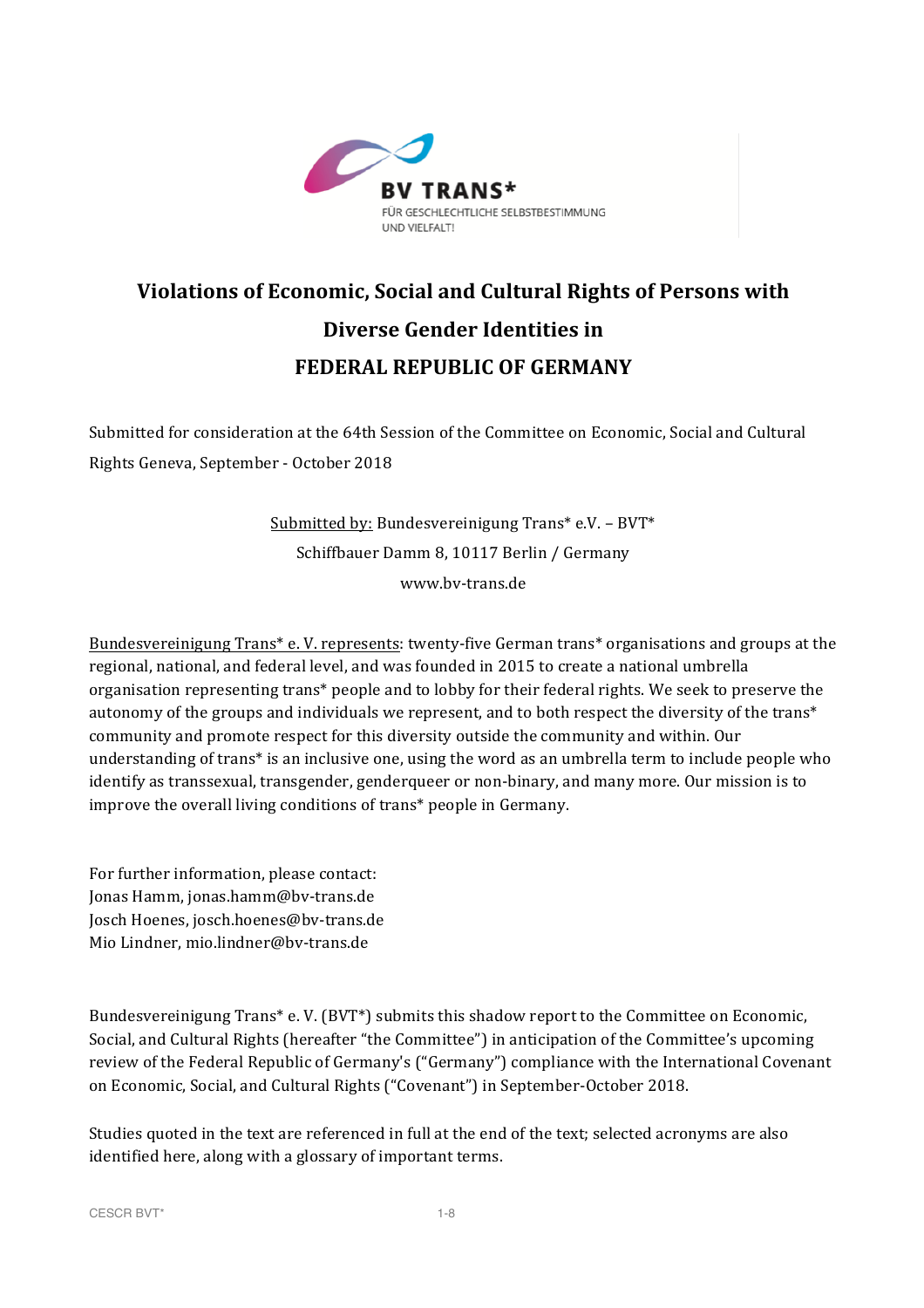BV TRANS*
FÜR GESCHLECHTLICHE SELBSTBESTIMMUNG UND VIELFALT!

# Violations of Economic, Social and Cultural Rights of Persons with Diverse Gender Identities in FEDERAL REPUBLIC OF GERMANY

Submitted for consideration at the 64th Session of the Committee on Economic, Social and Cultural Rights Geneva, September - October 2018

Submitted by: Bundesvereinigung Trans* e.V. – BVT*
Schiffbauer Damm 8, 10117 Berlin / Germany
www.bv-trans.de

Bundesvereinigung Trans* e. V. represents: twenty-five German trans* organisations and groups at the regional, national, and federal level, and was founded in 2015 to create a national umbrella organisation representing trans* people and to lobby for their federal rights. We seek to preserve the autonomy of the groups and individuals we represent, and to both respect the diversity of the trans* community and promote respect for this diversity outside the community and within. Our understanding of trans* is an inclusive one, using the word as an umbrella term to include people who identify as transsexual, transgender, genderqueer or non-binary, and many more. Our mission is to improve the overall living conditions of trans* people in Germany.

For further information, please contact:
Jonas Hamm, jonas.hamm@bv-trans.de
Josch Hoenes, josch.hoenes@bv-trans.de
Mio Lindner, mio.lindner@bv-trans.de

Bundesvereinigung Trans* e. V. (BVT*) submits this shadow report to the Committee on Economic, Social, and Cultural Rights (hereafter "the Committee") in anticipation of the Committee's upcoming review of the Federal Republic of Germany's ("Germany") compliance with the International Covenant on Economic, Social, and Cultural Rights ("Covenant") in September-October 2018.

Studies quoted in the text are referenced in full at the end of the text; selected acronyms are also identified here, along with a glossary of important terms.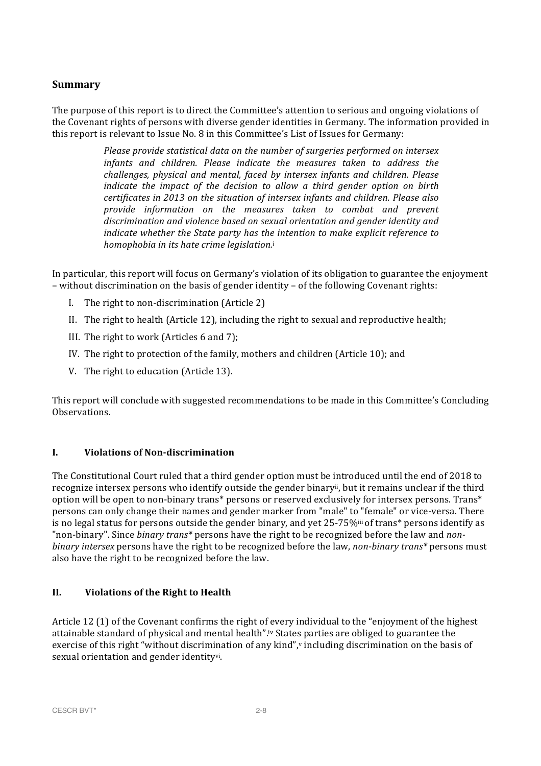## Summary

The purpose of this report is to direct the Committee's attention to serious and ongoing violations of the Covenant rights of persons with diverse gender identities in Germany. The information provided in this report is relevant to Issue No. 8 in this Committee's List of Issues for Germany:

> *Please provide statistical data on the number of surgeries performed on intersex infants and children. Please indicate the measures taken to address the challenges, physical and mental, faced by intersex infants and children. Please indicate the impact of the decision to allow a third gender option on birth certificates in 2013 on the situation of intersex infants and children. Please also provide information on the measures taken to combat and prevent discrimination and violence based on sexual orientation and gender identity and indicate whether the State party has the intention to make explicit reference to homophobia in its hate crime legislation.*[i]

In particular, this report will focus on Germany's violation of its obligation to guarantee the enjoyment – without discrimination on the basis of gender identity – of the following Covenant rights:

I. The right to non-discrimination (Article 2)

II. The right to health (Article 12), including the right to sexual and reproductive health;

III. The right to work (Articles 6 and 7);

IV. The right to protection of the family, mothers and children (Article 10); and

V. The right to education (Article 13).

This report will conclude with suggested recommendations to be made in this Committee's Concluding Observations.

### I. Violations of Non-discrimination

The Constitutional Court ruled that a third gender option must be introduced until the end of 2018 to recognize intersex persons who identify outside the gender binary[ii], but it remains unclear if the third option will be open to non-binary trans* persons or reserved exclusively for intersex persons. Trans* persons can only change their names and gender marker from "male" to "female" or vice-versa. There is no legal status for persons outside the gender binary, and yet 25-75%[iii] of trans* persons identify as "non-binary". Since *binary trans** persons have the right to be recognized before the law and *non-binary intersex* persons have the right to be recognized before the law, *non-binary trans** persons must also have the right to be recognized before the law.

### II. Violations of the Right to Health

Article 12 (1) of the Covenant confirms the right of every individual to the "enjoyment of the highest attainable standard of physical and mental health".[iv] States parties are obliged to guarantee the exercise of this right "without discrimination of any kind",[v] including discrimination on the basis of sexual orientation and gender identity[vi].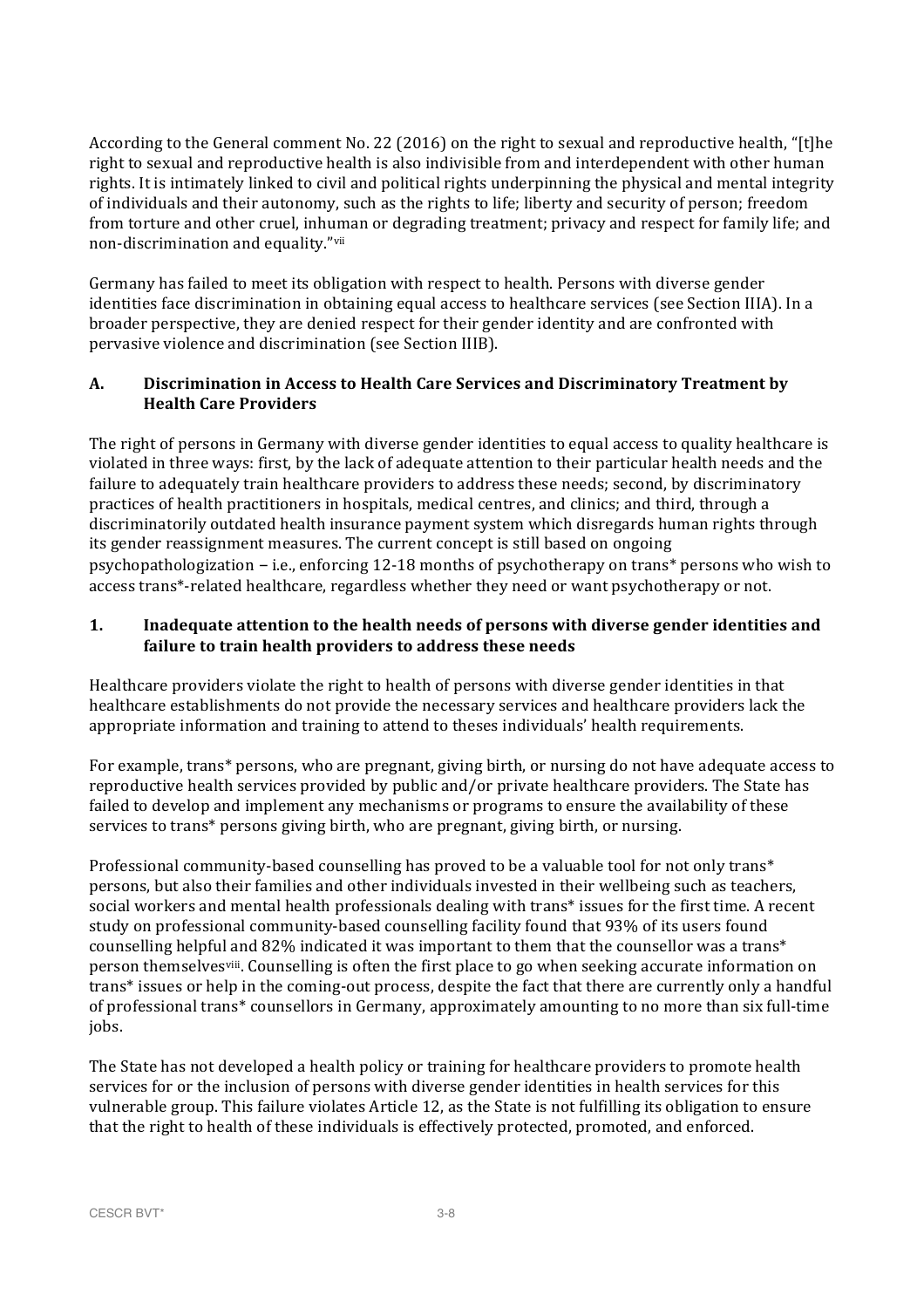According to the General comment No. 22 (2016) on the right to sexual and reproductive health, "[t]he right to sexual and reproductive health is also indivisible from and interdependent with other human rights. It is intimately linked to civil and political rights underpinning the physical and mental integrity of individuals and their autonomy, such as the rights to life; liberty and security of person; freedom from torture and other cruel, inhuman or degrading treatment; privacy and respect for family life; and non-discrimination and equality."[vii]

Germany has failed to meet its obligation with respect to health. Persons with diverse gender identities face discrimination in obtaining equal access to healthcare services (see Section IIIA). In a broader perspective, they are denied respect for their gender identity and are confronted with pervasive violence and discrimination (see Section IIIB).

## A. Discrimination in Access to Health Care Services and Discriminatory Treatment by Health Care Providers

The right of persons in Germany with diverse gender identities to equal access to quality healthcare is violated in three ways: first, by the lack of adequate attention to their particular health needs and the failure to adequately train healthcare providers to address these needs; second, by discriminatory practices of health practitioners in hospitals, medical centres, and clinics; and third, through a discriminatorily outdated health insurance payment system which disregards human rights through its gender reassignment measures. The current concept is still based on ongoing psychopathologization – i.e., enforcing 12-18 months of psychotherapy on trans* persons who wish to access trans*-related healthcare, regardless whether they need or want psychotherapy or not.

### 1. Inadequate attention to the health needs of persons with diverse gender identities and failure to train health providers to address these needs

Healthcare providers violate the right to health of persons with diverse gender identities in that healthcare establishments do not provide the necessary services and healthcare providers lack the appropriate information and training to attend to theses individuals' health requirements.

For example, trans* persons, who are pregnant, giving birth, or nursing do not have adequate access to reproductive health services provided by public and/or private healthcare providers. The State has failed to develop and implement any mechanisms or programs to ensure the availability of these services to trans* persons giving birth, who are pregnant, giving birth, or nursing.

Professional community-based counselling has proved to be a valuable tool for not only trans* persons, but also their families and other individuals invested in their wellbeing such as teachers, social workers and mental health professionals dealing with trans* issues for the first time. A recent study on professional community-based counselling facility found that 93% of its users found counselling helpful and 82% indicated it was important to them that the counsellor was a trans* person themselves[viii]. Counselling is often the first place to go when seeking accurate information on trans* issues or help in the coming-out process, despite the fact that there are currently only a handful of professional trans* counsellors in Germany, approximately amounting to no more than six full-time jobs.

The State has not developed a health policy or training for healthcare providers to promote health services for or the inclusion of persons with diverse gender identities in health services for this vulnerable group. This failure violates Article 12, as the State is not fulfilling its obligation to ensure that the right to health of these individuals is effectively protected, promoted, and enforced.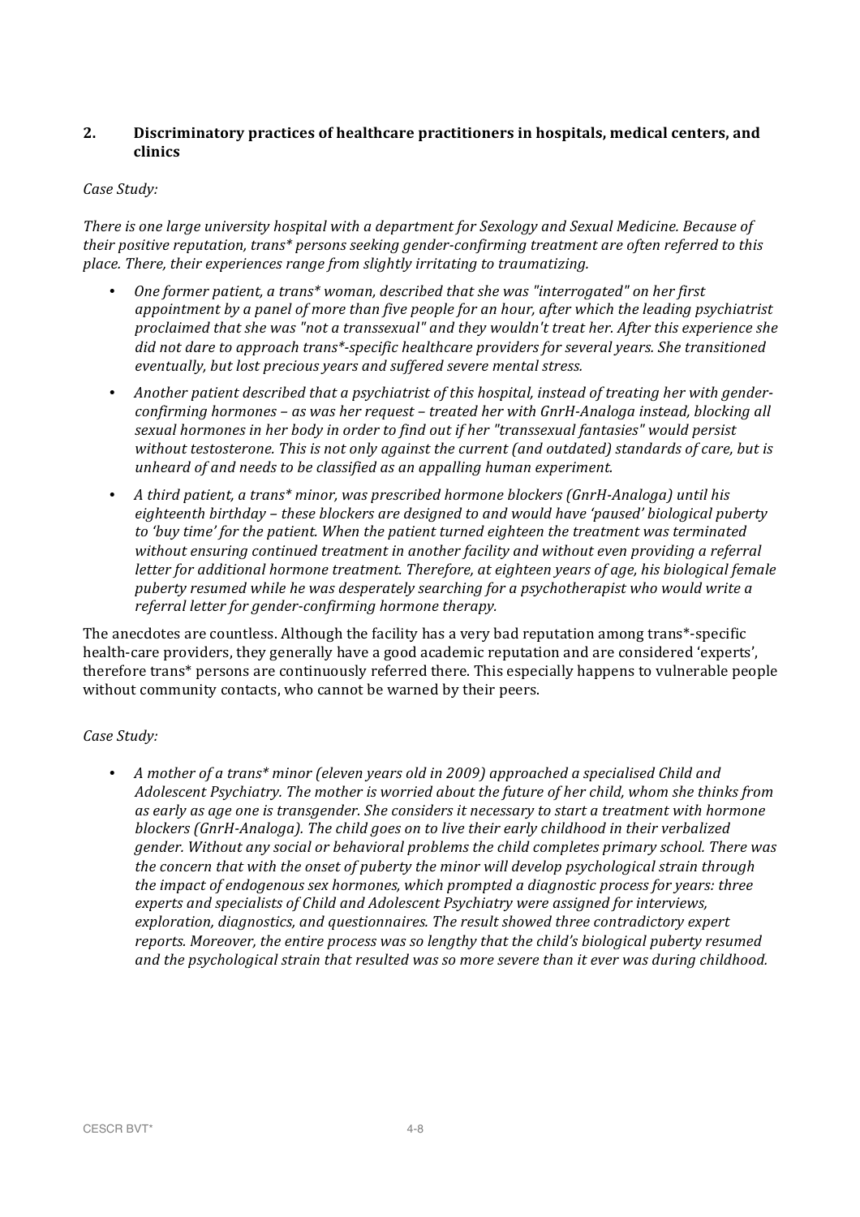## 2. Discriminatory practices of healthcare practitioners in hospitals, medical centers, and clinics

*Case Study:*

*There is one large university hospital with a department for Sexology and Sexual Medicine. Because of their positive reputation, trans* persons seeking gender-confirming treatment are often referred to this place. There, their experiences range from slightly irritating to traumatizing.*

- *One former patient, a trans* woman, described that she was "interrogated" on her first appointment by a panel of more than five people for an hour, after which the leading psychiatrist proclaimed that she was "not a transsexual" and they wouldn't treat her. After this experience she did not dare to approach trans*-specific healthcare providers for several years. She transitioned eventually, but lost precious years and suffered severe mental stress.*
- *Another patient described that a psychiatrist of this hospital, instead of treating her with gender-confirming hormones – as was her request – treated her with GnrH-Analoga instead, blocking all sexual hormones in her body in order to find out if her "transsexual fantasies" would persist without testosterone. This is not only against the current (and outdated) standards of care, but is unheard of and needs to be classified as an appalling human experiment.*
- *A third patient, a trans* minor, was prescribed hormone blockers (GnrH-Analoga) until his eighteenth birthday – these blockers are designed to and would have 'paused' biological puberty to 'buy time' for the patient. When the patient turned eighteen the treatment was terminated without ensuring continued treatment in another facility and without even providing a referral letter for additional hormone treatment. Therefore, at eighteen years of age, his biological female puberty resumed while he was desperately searching for a psychotherapist who would write a referral letter for gender-confirming hormone therapy.*

The anecdotes are countless. Although the facility has a very bad reputation among trans*-specific health-care providers, they generally have a good academic reputation and are considered 'experts', therefore trans* persons are continuously referred there. This especially happens to vulnerable people without community contacts, who cannot be warned by their peers.

*Case Study:*

- *A mother of a trans* minor (eleven years old in 2009) approached a specialised Child and Adolescent Psychiatry. The mother is worried about the future of her child, whom she thinks from as early as age one is transgender. She considers it necessary to start a treatment with hormone blockers (GnrH-Analoga). The child goes on to live their early childhood in their verbalized gender. Without any social or behavioral problems the child completes primary school. There was the concern that with the onset of puberty the minor will develop psychological strain through the impact of endogenous sex hormones, which prompted a diagnostic process for years: three experts and specialists of Child and Adolescent Psychiatry were assigned for interviews, exploration, diagnostics, and questionnaires. The result showed three contradictory expert reports. Moreover, the entire process was so lengthy that the child's biological puberty resumed and the psychological strain that resulted was so more severe than it ever was during childhood.*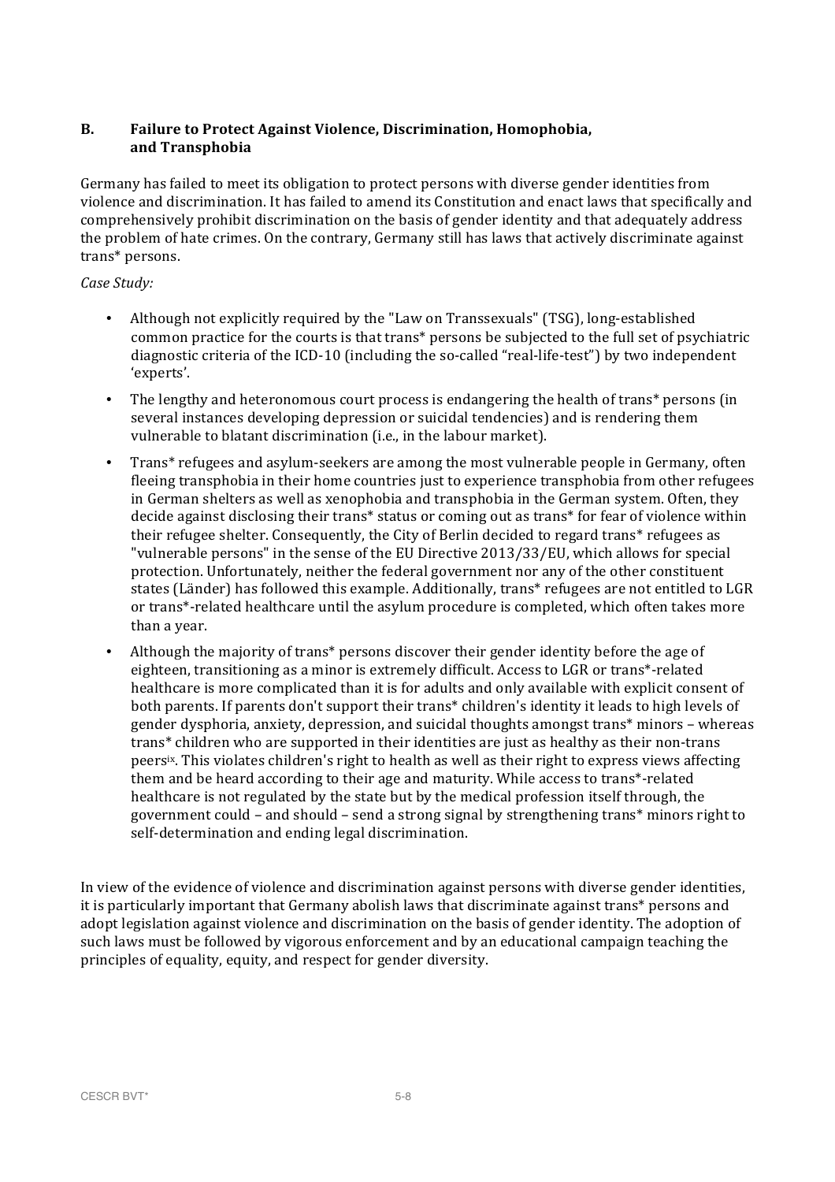### B. Failure to Protect Against Violence, Discrimination, Homophobia, and Transphobia

Germany has failed to meet its obligation to protect persons with diverse gender identities from violence and discrimination. It has failed to amend its Constitution and enact laws that specifically and comprehensively prohibit discrimination on the basis of gender identity and that adequately address the problem of hate crimes. On the contrary, Germany still has laws that actively discriminate against trans* persons.

*Case Study:*

- Although not explicitly required by the "Law on Transsexuals" (TSG), long-established common practice for the courts is that trans* persons be subjected to the full set of psychiatric diagnostic criteria of the ICD-10 (including the so-called "real-life-test") by two independent 'experts'.
- The lengthy and heteronomous court process is endangering the health of trans* persons (in several instances developing depression or suicidal tendencies) and is rendering them vulnerable to blatant discrimination (i.e., in the labour market).
- Trans* refugees and asylum-seekers are among the most vulnerable people in Germany, often fleeing transphobia in their home countries just to experience transphobia from other refugees in German shelters as well as xenophobia and transphobia in the German system. Often, they decide against disclosing their trans* status or coming out as trans* for fear of violence within their refugee shelter. Consequently, the City of Berlin decided to regard trans* refugees as "vulnerable persons" in the sense of the EU Directive 2013/33/EU, which allows for special protection. Unfortunately, neither the federal government nor any of the other constituent states (Länder) has followed this example. Additionally, trans* refugees are not entitled to LGR or trans*-related healthcare until the asylum procedure is completed, which often takes more than a year.
- Although the majority of trans* persons discover their gender identity before the age of eighteen, transitioning as a minor is extremely difficult. Access to LGR or trans*-related healthcare is more complicated than it is for adults and only available with explicit consent of both parents. If parents don't support their trans* children's identity it leads to high levels of gender dysphoria, anxiety, depression, and suicidal thoughts amongst trans* minors – whereas trans* children who are supported in their identities are just as healthy as their non-trans peers[ix]. This violates children's right to health as well as their right to express views affecting them and be heard according to their age and maturity. While access to trans*-related healthcare is not regulated by the state but by the medical profession itself through, the government could – and should – send a strong signal by strengthening trans* minors right to self-determination and ending legal discrimination.

In view of the evidence of violence and discrimination against persons with diverse gender identities, it is particularly important that Germany abolish laws that discriminate against trans* persons and adopt legislation against violence and discrimination on the basis of gender identity. The adoption of such laws must be followed by vigorous enforcement and by an educational campaign teaching the principles of equality, equity, and respect for gender diversity.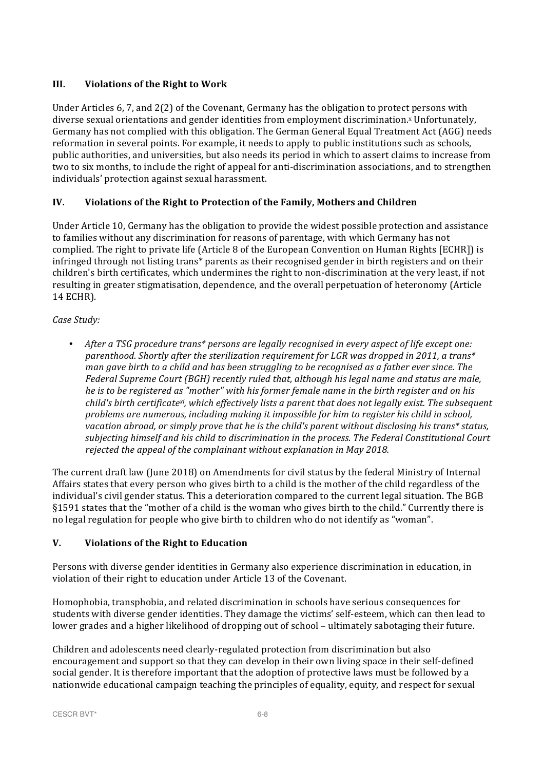## III. Violations of the Right to Work

Under Articles 6, 7, and 2(2) of the Covenant, Germany has the obligation to protect persons with diverse sexual orientations and gender identities from employment discrimination.[x] Unfortunately, Germany has not complied with this obligation. The German General Equal Treatment Act (AGG) needs reformation in several points. For example, it needs to apply to public institutions such as schools, public authorities, and universities, but also needs its period in which to assert claims to increase from two to six months, to include the right of appeal for anti-discrimination associations, and to strengthen individuals' protection against sexual harassment.

## IV. Violations of the Right to Protection of the Family, Mothers and Children

Under Article 10, Germany has the obligation to provide the widest possible protection and assistance to families without any discrimination for reasons of parentage, with which Germany has not complied. The right to private life (Article 8 of the European Convention on Human Rights [ECHR]) is infringed through not listing trans* parents as their recognised gender in birth registers and on their children's birth certificates, which undermines the right to non-discrimination at the very least, if not resulting in greater stigmatisation, dependence, and the overall perpetuation of heteronomy (Article 14 ECHR).

*Case Study:*

- *After a TSG procedure trans* persons are legally recognised in every aspect of life except one: parenthood. Shortly after the sterilization requirement for LGR was dropped in 2011, a trans* man gave birth to a child and has been struggling to be recognised as a father ever since. The Federal Supreme Court (BGH) recently ruled that, although his legal name and status are male, he is to be registered as "mother" with his former female name in the birth register and on his child's birth certificate[xi], which effectively lists a parent that does not legally exist. The subsequent problems are numerous, including making it impossible for him to register his child in school, vacation abroad, or simply prove that he is the child's parent without disclosing his trans* status, subjecting himself and his child to discrimination in the process. The Federal Constitutional Court rejected the appeal of the complainant without explanation in May 2018.*

The current draft law (June 2018) on Amendments for civil status by the federal Ministry of Internal Affairs states that every person who gives birth to a child is the mother of the child regardless of the individual's civil gender status. This a deterioration compared to the current legal situation. The BGB §1591 states that the "mother of a child is the woman who gives birth to the child." Currently there is no legal regulation for people who give birth to children who do not identify as "woman".

## V. Violations of the Right to Education

Persons with diverse gender identities in Germany also experience discrimination in education, in violation of their right to education under Article 13 of the Covenant.

Homophobia, transphobia, and related discrimination in schools have serious consequences for students with diverse gender identities. They damage the victims' self-esteem, which can then lead to lower grades and a higher likelihood of dropping out of school – ultimately sabotaging their future.

Children and adolescents need clearly-regulated protection from discrimination but also encouragement and support so that they can develop in their own living space in their self-defined social gender. It is therefore important that the adoption of protective laws must be followed by a nationwide educational campaign teaching the principles of equality, equity, and respect for sexual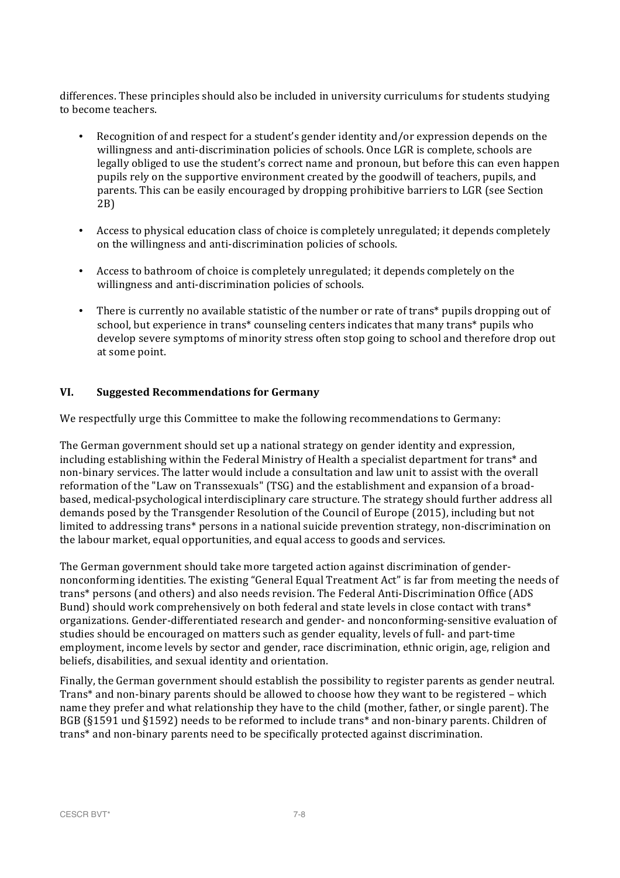differences. These principles should also be included in university curriculums for students studying to become teachers.

- Recognition of and respect for a student's gender identity and/or expression depends on the willingness and anti-discrimination policies of schools. Once LGR is complete, schools are legally obliged to use the student's correct name and pronoun, but before this can even happen pupils rely on the supportive environment created by the goodwill of teachers, pupils, and parents. This can be easily encouraged by dropping prohibitive barriers to LGR (see Section 2B)

- Access to physical education class of choice is completely unregulated; it depends completely on the willingness and anti-discrimination policies of schools.

- Access to bathroom of choice is completely unregulated; it depends completely on the willingness and anti-discrimination policies of schools.

- There is currently no available statistic of the number or rate of trans* pupils dropping out of school, but experience in trans* counseling centers indicates that many trans* pupils who develop severe symptoms of minority stress often stop going to school and therefore drop out at some point.

## VI. Suggested Recommendations for Germany

We respectfully urge this Committee to make the following recommendations to Germany:

The German government should set up a national strategy on gender identity and expression, including establishing within the Federal Ministry of Health a specialist department for trans* and non-binary services. The latter would include a consultation and law unit to assist with the overall reformation of the "Law on Transsexuals" (TSG) and the establishment and expansion of a broad-based, medical-psychological interdisciplinary care structure. The strategy should further address all demands posed by the Transgender Resolution of the Council of Europe (2015), including but not limited to addressing trans* persons in a national suicide prevention strategy, non-discrimination on the labour market, equal opportunities, and equal access to goods and services.

The German government should take more targeted action against discrimination of gender-nonconforming identities. The existing "General Equal Treatment Act" is far from meeting the needs of trans* persons (and others) and also needs revision. The Federal Anti-Discrimination Office (ADS Bund) should work comprehensively on both federal and state levels in close contact with trans* organizations. Gender-differentiated research and gender- and nonconforming-sensitive evaluation of studies should be encouraged on matters such as gender equality, levels of full- and part-time employment, income levels by sector and gender, race discrimination, ethnic origin, age, religion and beliefs, disabilities, and sexual identity and orientation.

Finally, the German government should establish the possibility to register parents as gender neutral. Trans* and non-binary parents should be allowed to choose how they want to be registered – which name they prefer and what relationship they have to the child (mother, father, or single parent). The BGB (§1591 und §1592) needs to be reformed to include trans* and non-binary parents. Children of trans* and non-binary parents need to be specifically protected against discrimination.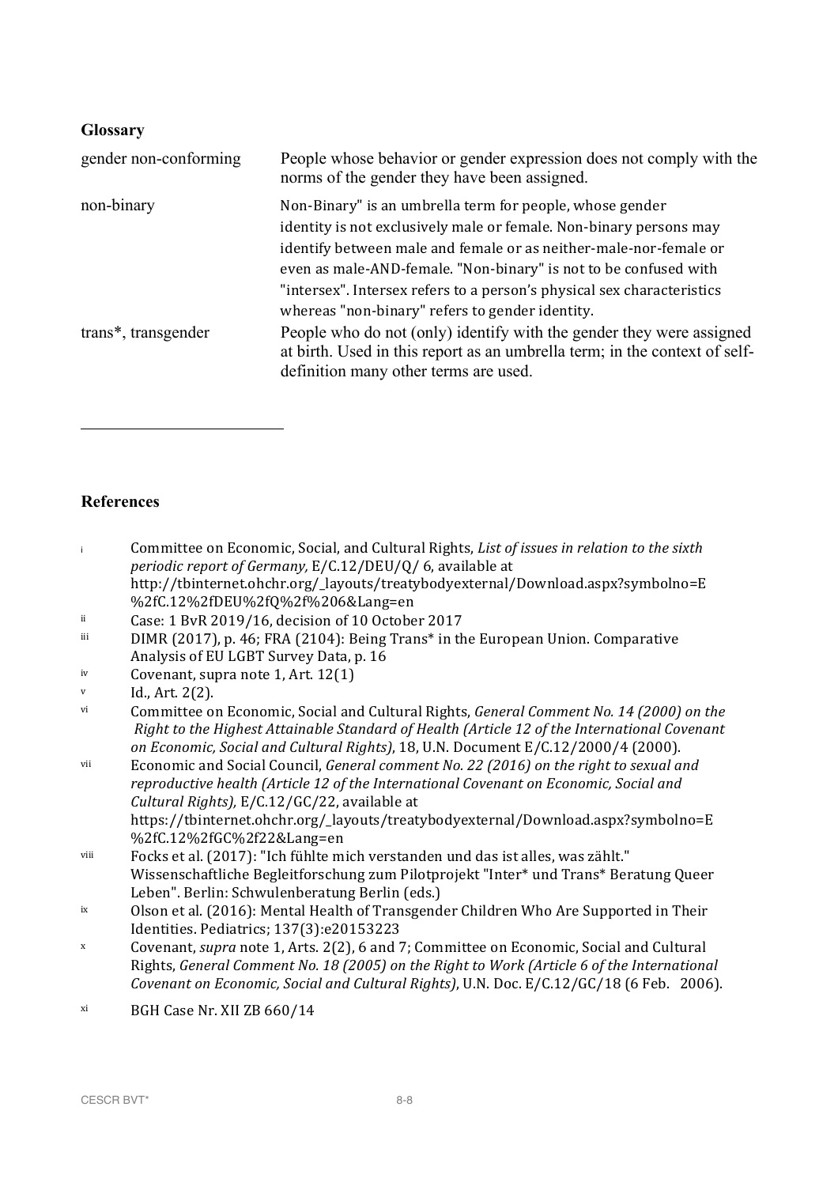## Glossary

| | |
|---|---|
| gender non-conforming | People whose behavior or gender expression does not comply with the norms of the gender they have been assigned. |
| non-binary | Non-Binary" is an umbrella term for people, whose gender identity is not exclusively male or female. Non-binary persons may identify between male and female or as neither-male-nor-female or even as male-AND-female. "Non-binary" is not to be confused with "intersex". Intersex refers to a person's physical sex characteristics whereas "non-binary" refers to gender identity. |
| trans*, transgender | People who do not (only) identify with the gender they were assigned at birth. Used in this report as an umbrella term; in the context of self-definition many other terms are used. |

---

## References

[i] Committee on Economic, Social, and Cultural Rights, *List of issues in relation to the sixth periodic report of Germany,* E/C.12/DEU/Q/ 6, available at http://tbinternet.ohchr.org/_layouts/treatybodyexternal/Download.aspx?symbolno=E%2fC.12%2fDEU%2fQ%2f%206&Lang=en

[ii] Case: 1 BvR 2019/16, decision of 10 October 2017

[iii] DIMR (2017), p. 46; FRA (2104): Being Trans* in the European Union. Comparative Analysis of EU LGBT Survey Data, p. 16

[iv] Covenant, supra note 1, Art. 12(1)

[v] Id., Art. 2(2).

[vi] Committee on Economic, Social and Cultural Rights, *General Comment No. 14 (2000) on the Right to the Highest Attainable Standard of Health (Article 12 of the International Covenant on Economic, Social and Cultural Rights)*, 18, U.N. Document E/C.12/2000/4 (2000).

[vii] Economic and Social Council, *General comment No. 22 (2016) on the right to sexual and reproductive health (Article 12 of the International Covenant on Economic, Social and Cultural Rights),* E/C.12/GC/22, available at https://tbinternet.ohchr.org/_layouts/treatybodyexternal/Download.aspx?symbolno=E%2fC.12%2fGC%2f22&Lang=en

[viii] Focks et al. (2017): "Ich fühlte mich verstanden und das ist alles, was zählt." Wissenschaftliche Begleitforschung zum Pilotprojekt "Inter* und Trans* Beratung Queer Leben". Berlin: Schwulenberatung Berlin (eds.)

[ix] Olson et al. (2016): Mental Health of Transgender Children Who Are Supported in Their Identities. Pediatrics; 137(3):e20153223

[x] Covenant, *supra* note 1, Arts. 2(2), 6 and 7; Committee on Economic, Social and Cultural Rights, *General Comment No. 18 (2005) on the Right to Work (Article 6 of the International Covenant on Economic, Social and Cultural Rights)*, U.N. Doc. E/C.12/GC/18 (6 Feb. 2006).

[xi] BGH Case Nr. XII ZB 660/14